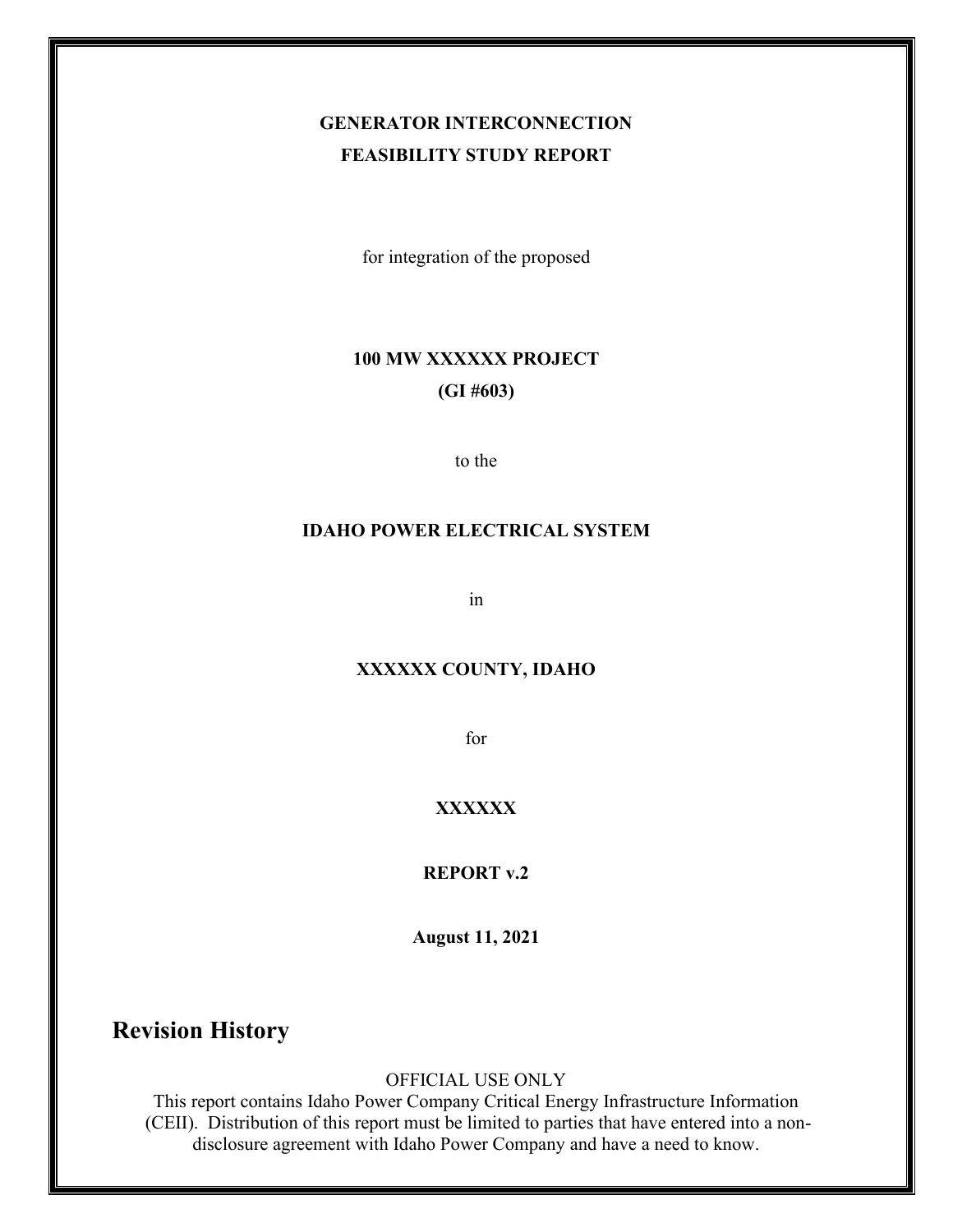**GENERATOR INTERCONNECTION**

**FEASIBILITY STUDY REPORT**

for integration of the proposed

**100 MW XXXXXX PROJECT**

**(GI #603)**

to the

**IDAHO POWER ELECTRICAL SYSTEM**

in

**XXXXXX COUNTY, IDAHO**

for

**XXXXXX**

**REPORT v.2**

**August 11, 2021**

## Revision History

OFFICIAL USE ONLY
This report contains Idaho Power Company Critical Energy Infrastructure Information (CEII). Distribution of this report must be limited to parties that have entered into a non-disclosure agreement with Idaho Power Company and have a need to know.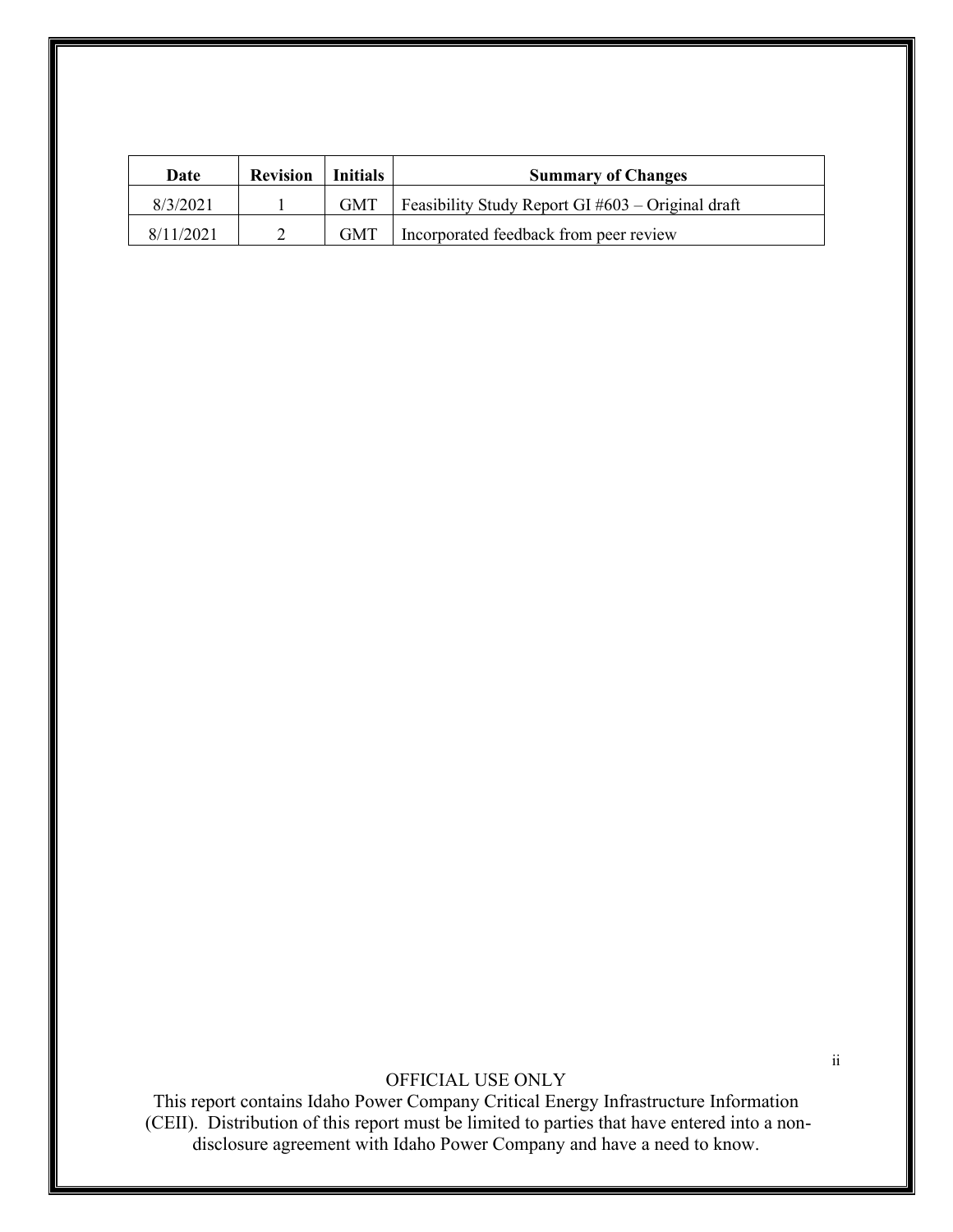| Date | Revision | Initials | Summary of Changes |
|---|---|---|---|
| 8/3/2021 | 1 | GMT | Feasibility Study Report GI #603 – Original draft |
| 8/11/2021 | 2 | GMT | Incorporated feedback from peer review |

OFFICIAL USE ONLY
This report contains Idaho Power Company Critical Energy Infrastructure Information (CEII). Distribution of this report must be limited to parties that have entered into a non-disclosure agreement with Idaho Power Company and have a need to know.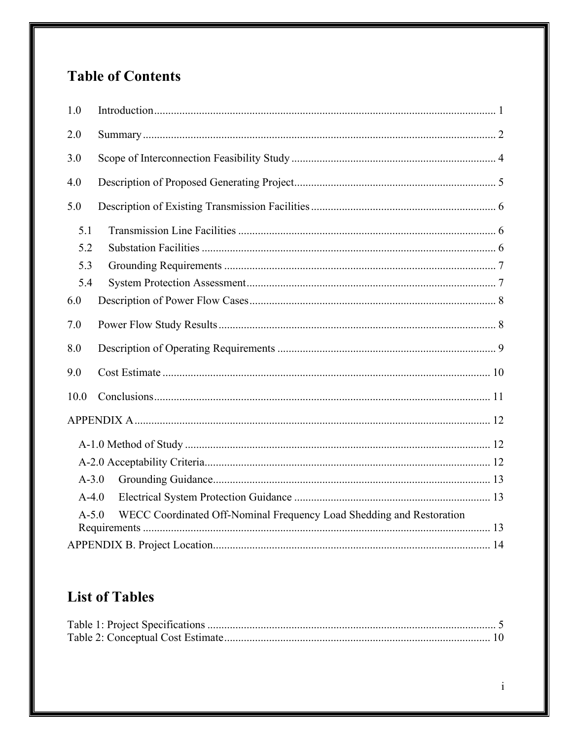## Table of Contents

1.0 Introduction ........................................................................................................................ 1

2.0 Summary ............................................................................................................................ 2

3.0 Scope of Interconnection Feasibility Study ........................................................................ 4

4.0 Description of Proposed Generating Project ....................................................................... 5

5.0 Description of Existing Transmission Facilities ................................................................. 6

- 5.1 Transmission Line Facilities ........................................................................................... 6
- 5.2 Substation Facilities ........................................................................................................ 6
- 5.3 Grounding Requirements ................................................................................................ 7
- 5.4 System Protection Assessment ........................................................................................ 7

6.0 Description of Power Flow Cases ....................................................................................... 8

7.0 Power Flow Study Results .................................................................................................. 8

8.0 Description of Operating Requirements ............................................................................. 9

9.0 Cost Estimate .................................................................................................................... 10

10.0 Conclusions ...................................................................................................................... 11

APPENDIX A ............................................................................................................................ 12

- A-1.0 Method of Study ........................................................................................................... 12
- A-2.0 Acceptability Criteria ................................................................................................... 12
- A-3.0 Grounding Guidance .................................................................................................... 13
- A-4.0 Electrical System Protection Guidance ....................................................................... 13
- A-5.0 WECC Coordinated Off-Nominal Frequency Load Shedding and Restoration Requirements ........................................................................................................................... 13

APPENDIX B. Project Location ................................................................................................. 14

## List of Tables

Table 1: Project Specifications ..................................................................................................... 5
Table 2: Conceptual Cost Estimate ............................................................................................. 10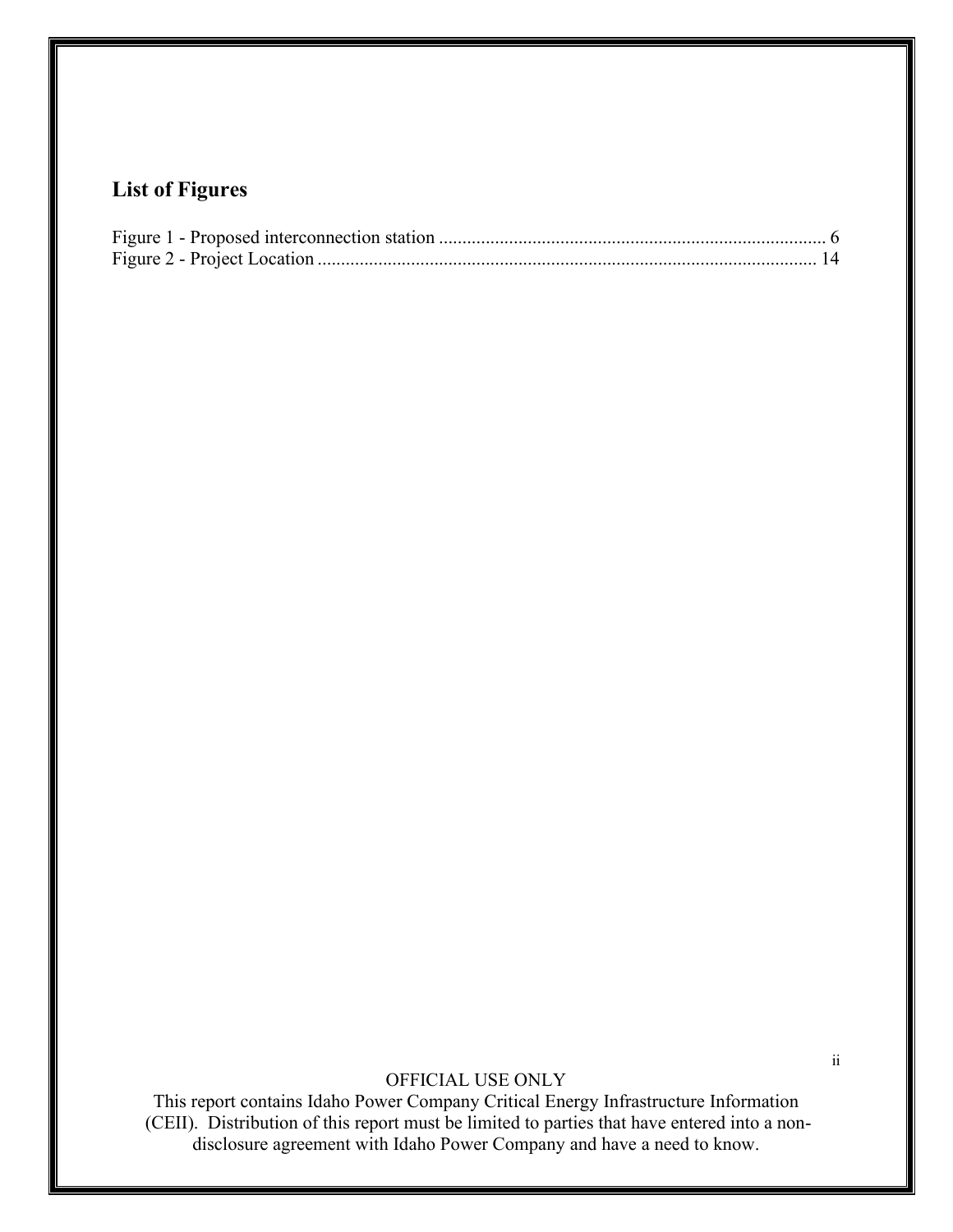## List of Figures

Figure 1 - Proposed interconnection station ........................................................................................ 6
Figure 2 - Project Location ................................................................................................................ 14

OFFICIAL USE ONLY
This report contains Idaho Power Company Critical Energy Infrastructure Information (CEII). Distribution of this report must be limited to parties that have entered into a non-disclosure agreement with Idaho Power Company and have a need to know.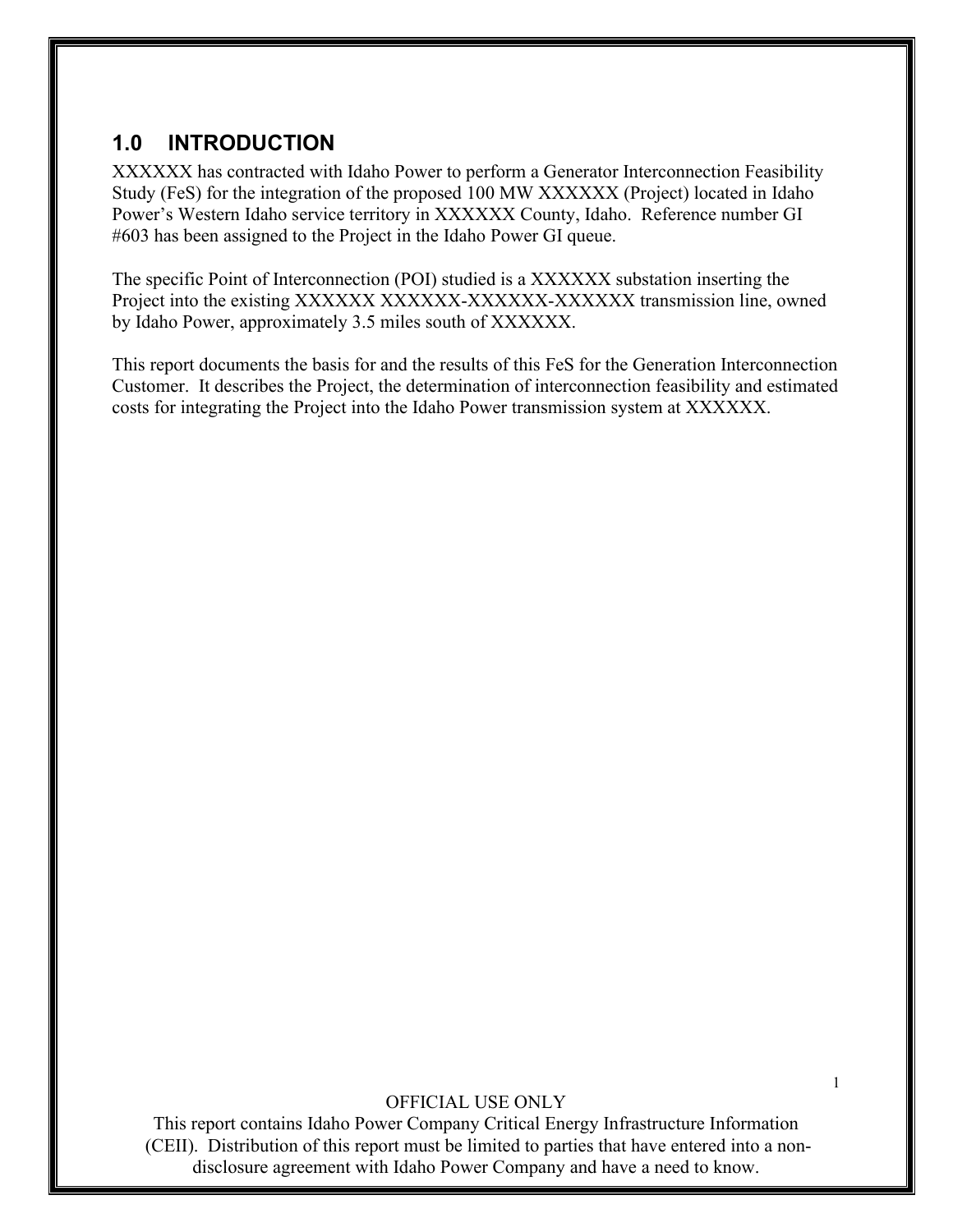## 1.0 INTRODUCTION

XXXXXX has contracted with Idaho Power to perform a Generator Interconnection Feasibility Study (FeS) for the integration of the proposed 100 MW XXXXXX (Project) located in Idaho Power's Western Idaho service territory in XXXXXX County, Idaho. Reference number GI #603 has been assigned to the Project in the Idaho Power GI queue.

The specific Point of Interconnection (POI) studied is a XXXXXX substation inserting the Project into the existing XXXXXX XXXXXX-XXXXXX-XXXXXX transmission line, owned by Idaho Power, approximately 3.5 miles south of XXXXXX.

This report documents the basis for and the results of this FeS for the Generation Interconnection Customer. It describes the Project, the determination of interconnection feasibility and estimated costs for integrating the Project into the Idaho Power transmission system at XXXXXX.

OFFICIAL USE ONLY

This report contains Idaho Power Company Critical Energy Infrastructure Information (CEII). Distribution of this report must be limited to parties that have entered into a non-disclosure agreement with Idaho Power Company and have a need to know.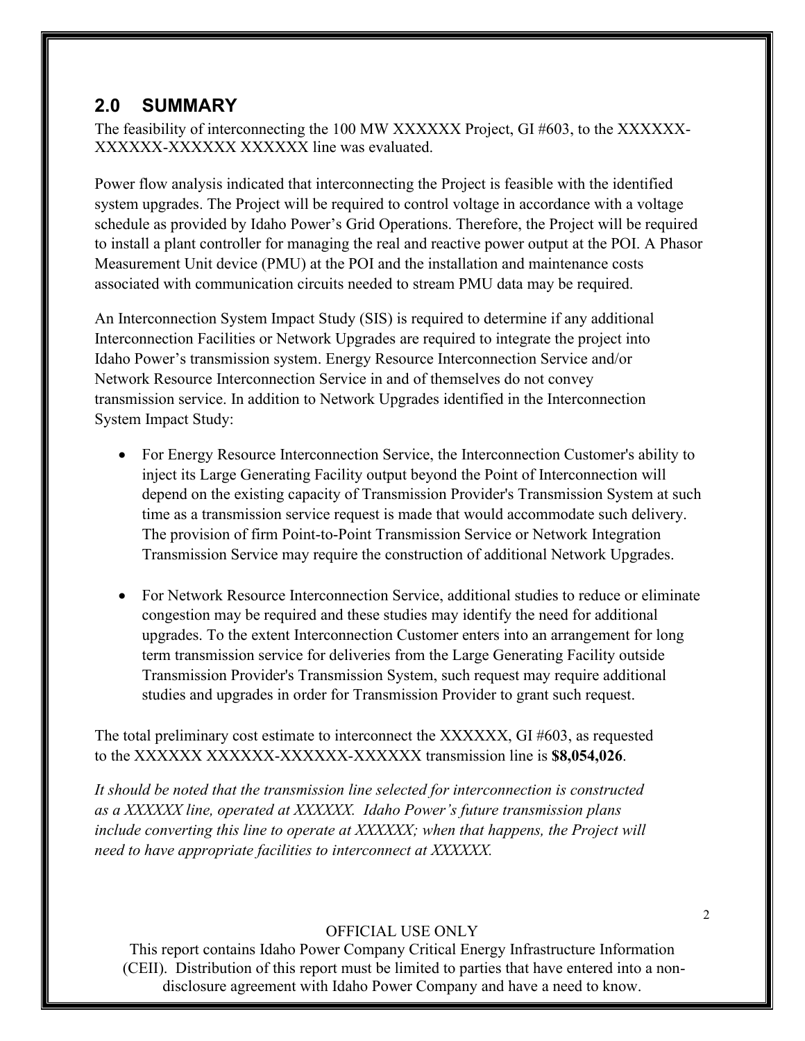## 2.0 SUMMARY

The feasibility of interconnecting the 100 MW XXXXXX Project, GI #603, to the XXXXXX-XXXXXX-XXXXXX XXXXXX line was evaluated.

Power flow analysis indicated that interconnecting the Project is feasible with the identified system upgrades. The Project will be required to control voltage in accordance with a voltage schedule as provided by Idaho Power's Grid Operations. Therefore, the Project will be required to install a plant controller for managing the real and reactive power output at the POI. A Phasor Measurement Unit device (PMU) at the POI and the installation and maintenance costs associated with communication circuits needed to stream PMU data may be required.

An Interconnection System Impact Study (SIS) is required to determine if any additional Interconnection Facilities or Network Upgrades are required to integrate the project into Idaho Power's transmission system. Energy Resource Interconnection Service and/or Network Resource Interconnection Service in and of themselves do not convey transmission service. In addition to Network Upgrades identified in the Interconnection System Impact Study:

- For Energy Resource Interconnection Service, the Interconnection Customer's ability to inject its Large Generating Facility output beyond the Point of Interconnection will depend on the existing capacity of Transmission Provider's Transmission System at such time as a transmission service request is made that would accommodate such delivery. The provision of firm Point-to-Point Transmission Service or Network Integration Transmission Service may require the construction of additional Network Upgrades.

- For Network Resource Interconnection Service, additional studies to reduce or eliminate congestion may be required and these studies may identify the need for additional upgrades. To the extent Interconnection Customer enters into an arrangement for long term transmission service for deliveries from the Large Generating Facility outside Transmission Provider's Transmission System, such request may require additional studies and upgrades in order for Transmission Provider to grant such request.

The total preliminary cost estimate to interconnect the XXXXXX, GI #603, as requested to the XXXXXX XXXXXX-XXXXXX-XXXXXX transmission line is **$8,054,026**.

*It should be noted that the transmission line selected for interconnection is constructed as a XXXXXX line, operated at XXXXXX. Idaho Power's future transmission plans include converting this line to operate at XXXXXX; when that happens, the Project will need to have appropriate facilities to interconnect at XXXXXX.*

OFFICIAL USE ONLY
This report contains Idaho Power Company Critical Energy Infrastructure Information (CEII). Distribution of this report must be limited to parties that have entered into a non-disclosure agreement with Idaho Power Company and have a need to know.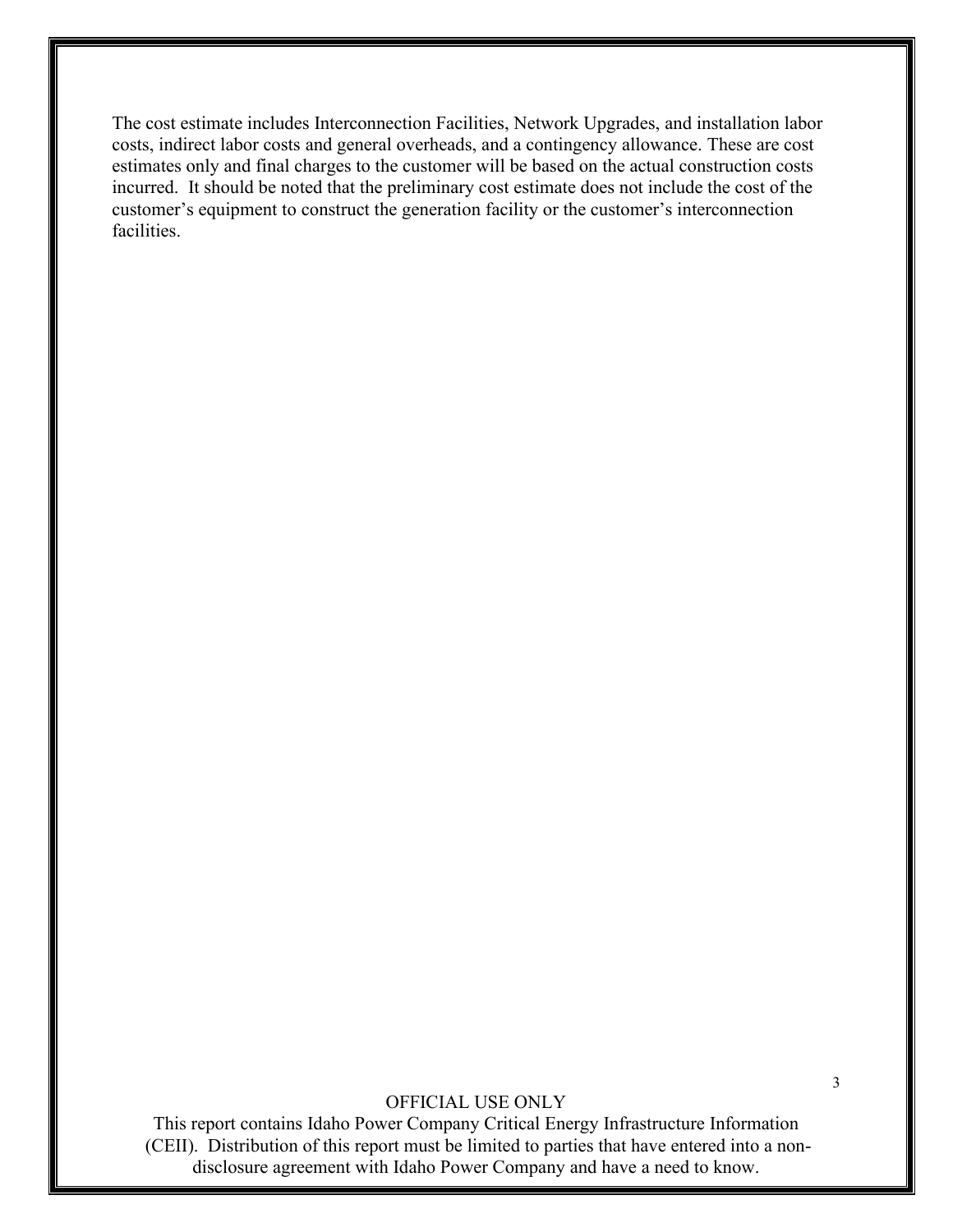The cost estimate includes Interconnection Facilities, Network Upgrades, and installation labor costs, indirect labor costs and general overheads, and a contingency allowance. These are cost estimates only and final charges to the customer will be based on the actual construction costs incurred. It should be noted that the preliminary cost estimate does not include the cost of the customer's equipment to construct the generation facility or the customer's interconnection facilities.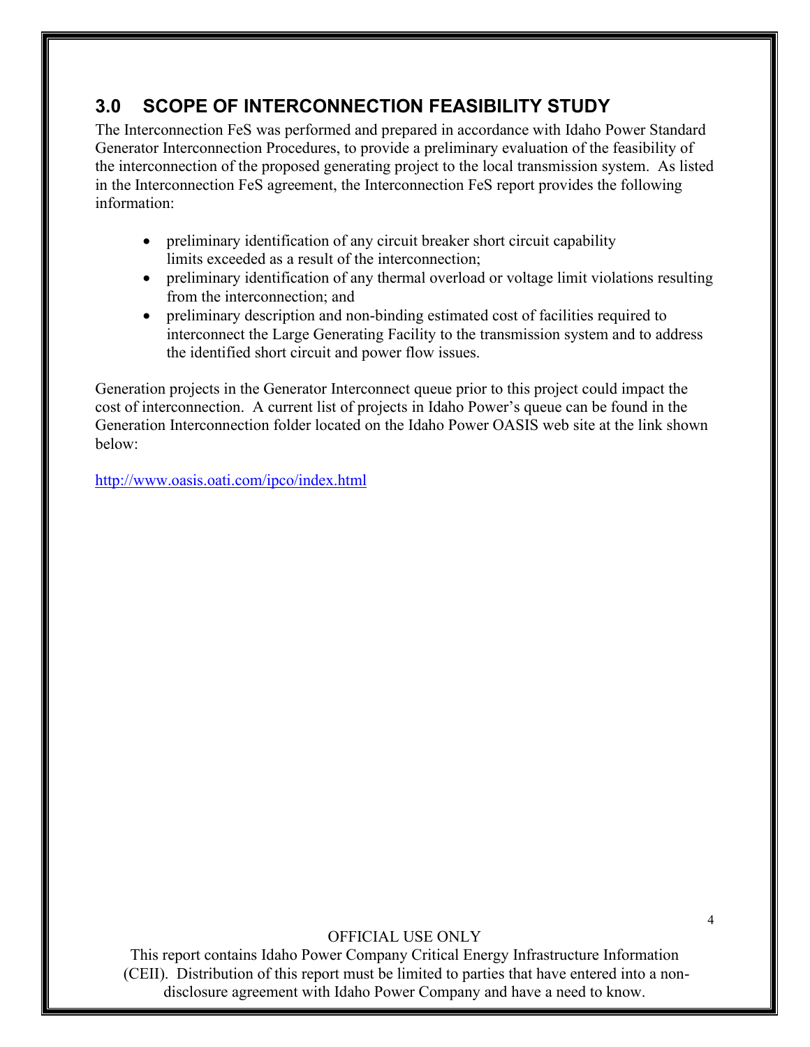## 3.0 SCOPE OF INTERCONNECTION FEASIBILITY STUDY

The Interconnection FeS was performed and prepared in accordance with Idaho Power Standard Generator Interconnection Procedures, to provide a preliminary evaluation of the feasibility of the interconnection of the proposed generating project to the local transmission system. As listed in the Interconnection FeS agreement, the Interconnection FeS report provides the following information:

- preliminary identification of any circuit breaker short circuit capability limits exceeded as a result of the interconnection;
- preliminary identification of any thermal overload or voltage limit violations resulting from the interconnection; and
- preliminary description and non-binding estimated cost of facilities required to interconnect the Large Generating Facility to the transmission system and to address the identified short circuit and power flow issues.

Generation projects in the Generator Interconnect queue prior to this project could impact the cost of interconnection. A current list of projects in Idaho Power's queue can be found in the Generation Interconnection folder located on the Idaho Power OASIS web site at the link shown below:

http://www.oasis.oati.com/ipco/index.html

OFFICIAL USE ONLY

This report contains Idaho Power Company Critical Energy Infrastructure Information (CEII). Distribution of this report must be limited to parties that have entered into a non-disclosure agreement with Idaho Power Company and have a need to know.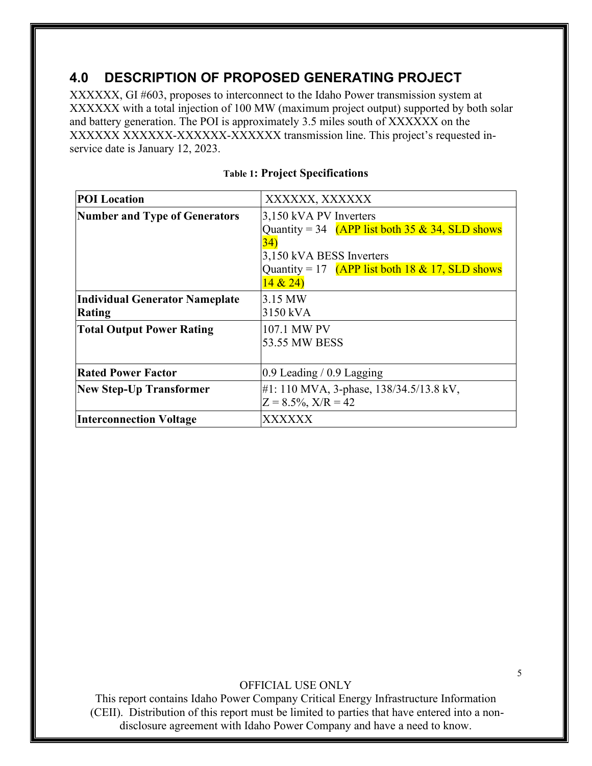## 4.0 DESCRIPTION OF PROPOSED GENERATING PROJECT

XXXXXX, GI #603, proposes to interconnect to the Idaho Power transmission system at XXXXXX with a total injection of 100 MW (maximum project output) supported by both solar and battery generation. The POI is approximately 3.5 miles south of XXXXXX on the XXXXXX XXXXXX-XXXXXX-XXXXXX transmission line. This project's requested in-service date is January 12, 2023.

**Table 1: Project Specifications**

| | |
|---|---|
| **POI Location** | XXXXXX, XXXXXX |
| **Number and Type of Generators** | 3,150 kVA PV Inverters<br>Quantity = 34 (APP list both 35 & 34, SLD shows 34)<br>3,150 kVA BESS Inverters<br>Quantity = 17 (APP list both 18 & 17, SLD shows 14 & 24) |
| **Individual Generator Nameplate Rating** | 3.15 MW<br>3150 kVA |
| **Total Output Power Rating** | 107.1 MW PV<br>53.55 MW BESS |
| **Rated Power Factor** | 0.9 Leading / 0.9 Lagging |
| **New Step-Up Transformer** | #1: 110 MVA, 3-phase, 138/34.5/13.8 kV,<br>Z = 8.5%, X/R = 42 |
| **Interconnection Voltage** | XXXXXX |

OFFICIAL USE ONLY

This report contains Idaho Power Company Critical Energy Infrastructure Information (CEII). Distribution of this report must be limited to parties that have entered into a non-disclosure agreement with Idaho Power Company and have a need to know.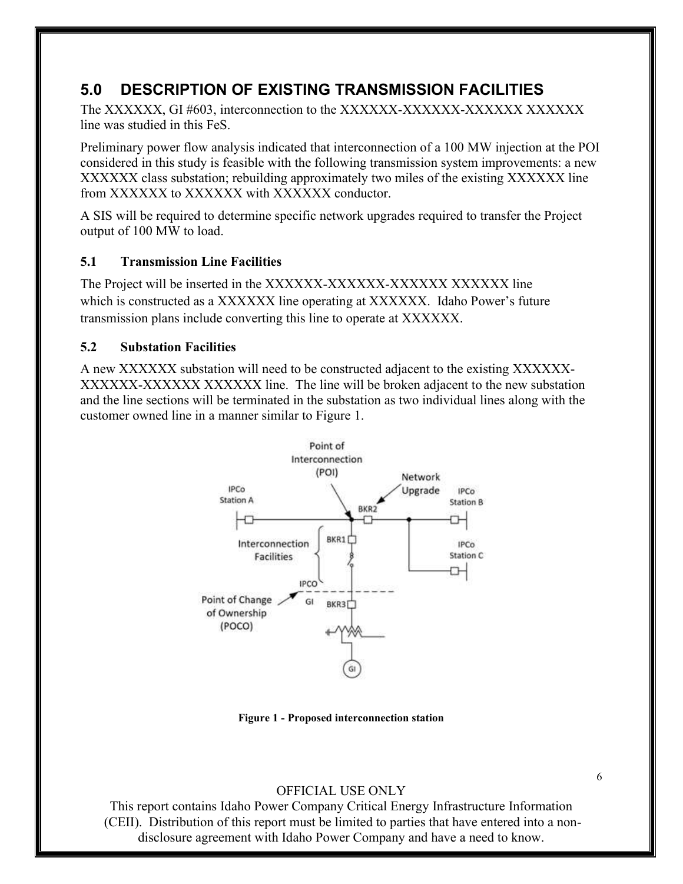## 5.0 DESCRIPTION OF EXISTING TRANSMISSION FACILITIES

The XXXXXX, GI #603, interconnection to the XXXXXX-XXXXXX-XXXXXX XXXXXX line was studied in this FeS.

Preliminary power flow analysis indicated that interconnection of a 100 MW injection at the POI considered in this study is feasible with the following transmission system improvements: a new XXXXXX class substation; rebuilding approximately two miles of the existing XXXXXX line from XXXXXX to XXXXXX with XXXXXX conductor.

A SIS will be required to determine specific network upgrades required to transfer the Project output of 100 MW to load.

### 5.1 Transmission Line Facilities

The Project will be inserted in the XXXXXX-XXXXXX-XXXXXX XXXXXX line which is constructed as a XXXXXX line operating at XXXXXX. Idaho Power's future transmission plans include converting this line to operate at XXXXXX.

### 5.2 Substation Facilities

A new XXXXXX substation will need to be constructed adjacent to the existing XXXXXX-XXXXXX-XXXXXX XXXXXX line. The line will be broken adjacent to the new substation and the line sections will be terminated in the substation as two individual lines along with the customer owned line in a manner similar to Figure 1.

Point of Interconnection (POI)
Network Upgrade
IPCo Station A
BKR2
IPCo Station B
Interconnection Facilities
BKR1
IPCo Station C
IPCO
Point of Change of Ownership (POCO)
GI
BKR3
GI

**Figure 1 - Proposed interconnection station**

OFFICIAL USE ONLY
This report contains Idaho Power Company Critical Energy Infrastructure Information (CEII). Distribution of this report must be limited to parties that have entered into a non-disclosure agreement with Idaho Power Company and have a need to know.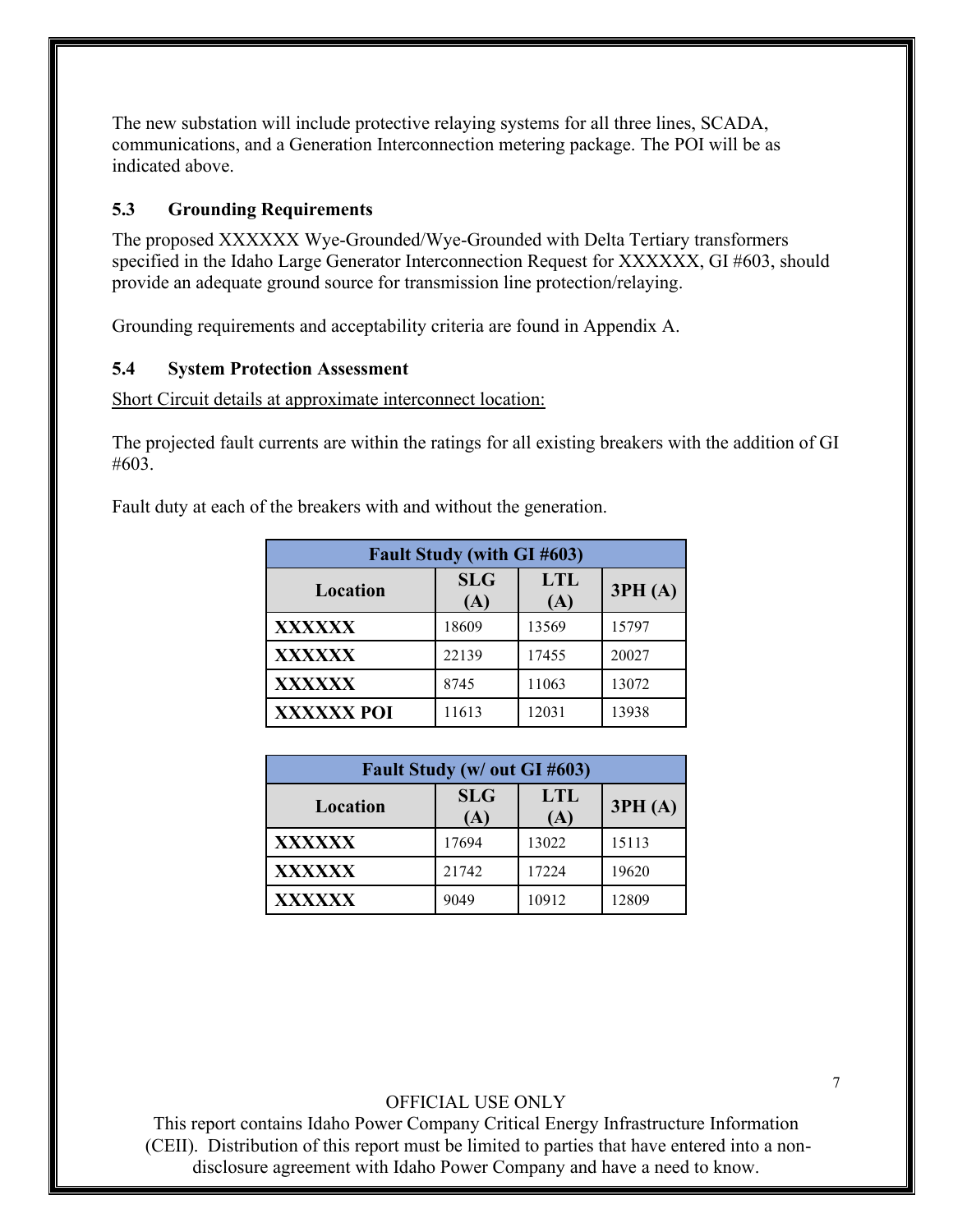The new substation will include protective relaying systems for all three lines, SCADA, communications, and a Generation Interconnection metering package. The POI will be as indicated above.

### 5.3 Grounding Requirements

The proposed XXXXXX Wye-Grounded/Wye-Grounded with Delta Tertiary transformers specified in the Idaho Large Generator Interconnection Request for XXXXXX, GI #603, should provide an adequate ground source for transmission line protection/relaying.

Grounding requirements and acceptability criteria are found in Appendix A.

### 5.4 System Protection Assessment

Short Circuit details at approximate interconnect location:

The projected fault currents are within the ratings for all existing breakers with the addition of GI #603.

Fault duty at each of the breakers with and without the generation.

| Fault Study (with GI #603) | | | |
|---|---|---|---|
| **Location** | **SLG (A)** | **LTL (A)** | **3PH (A)** |
| **XXXXXX** | 18609 | 13569 | 15797 |
| **XXXXXX** | 22139 | 17455 | 20027 |
| **XXXXXX** | 8745 | 11063 | 13072 |
| **XXXXXX POI** | 11613 | 12031 | 13938 |

| Fault Study (w/ out GI #603) | | | |
|---|---|---|---|
| **Location** | **SLG (A)** | **LTL (A)** | **3PH (A)** |
| **XXXXXX** | 17694 | 13022 | 15113 |
| **XXXXXX** | 21742 | 17224 | 19620 |
| **XXXXXX** | 9049 | 10912 | 12809 |

OFFICIAL USE ONLY
This report contains Idaho Power Company Critical Energy Infrastructure Information (CEII). Distribution of this report must be limited to parties that have entered into a non-disclosure agreement with Idaho Power Company and have a need to know.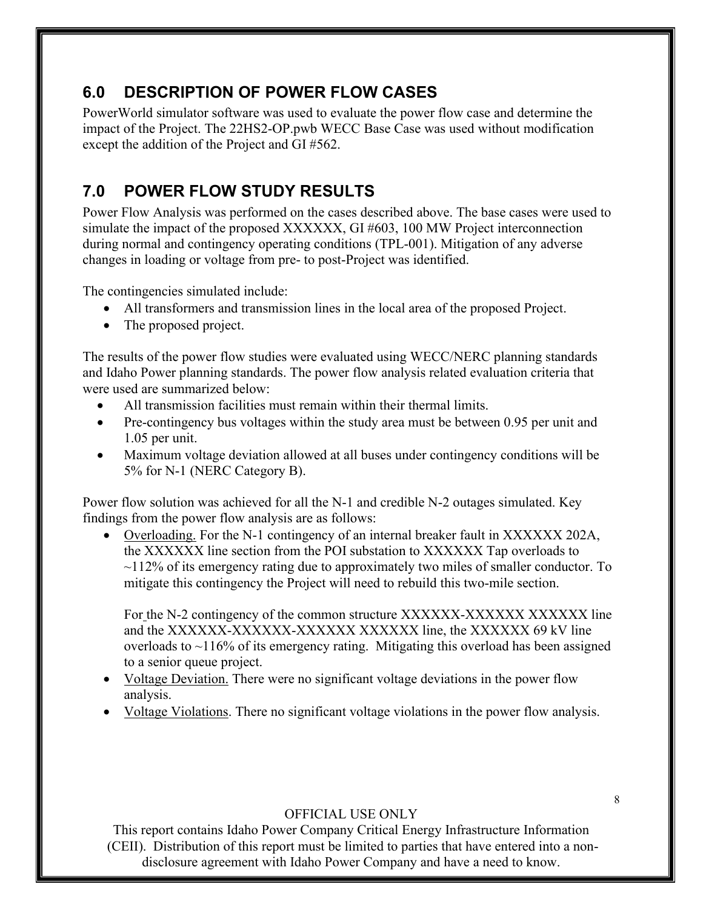## 6.0 DESCRIPTION OF POWER FLOW CASES

PowerWorld simulator software was used to evaluate the power flow case and determine the impact of the Project. The 22HS2-OP.pwb WECC Base Case was used without modification except the addition of the Project and GI #562.

## 7.0 POWER FLOW STUDY RESULTS

Power Flow Analysis was performed on the cases described above. The base cases were used to simulate the impact of the proposed XXXXXX, GI #603, 100 MW Project interconnection during normal and contingency operating conditions (TPL-001). Mitigation of any adverse changes in loading or voltage from pre- to post-Project was identified.

The contingencies simulated include:

- All transformers and transmission lines in the local area of the proposed Project.
- The proposed project.

The results of the power flow studies were evaluated using WECC/NERC planning standards and Idaho Power planning standards. The power flow analysis related evaluation criteria that were used are summarized below:

- All transmission facilities must remain within their thermal limits.
- Pre-contingency bus voltages within the study area must be between 0.95 per unit and 1.05 per unit.
- Maximum voltage deviation allowed at all buses under contingency conditions will be 5% for N-1 (NERC Category B).

Power flow solution was achieved for all the N-1 and credible N-2 outages simulated. Key findings from the power flow analysis are as follows:

- Overloading. For the N-1 contingency of an internal breaker fault in XXXXXX 202A, the XXXXXX line section from the POI substation to XXXXXX Tap overloads to ~112% of its emergency rating due to approximately two miles of smaller conductor. To mitigate this contingency the Project will need to rebuild this two-mile section.

  For the N-2 contingency of the common structure XXXXXX-XXXXXX XXXXXX line and the XXXXXX-XXXXXX-XXXXXX XXXXXX line, the XXXXXX 69 kV line overloads to ~116% of its emergency rating. Mitigating this overload has been assigned to a senior queue project.
- Voltage Deviation. There were no significant voltage deviations in the power flow analysis.
- Voltage Violations. There no significant voltage violations in the power flow analysis.

OFFICIAL USE ONLY
This report contains Idaho Power Company Critical Energy Infrastructure Information (CEII). Distribution of this report must be limited to parties that have entered into a non-disclosure agreement with Idaho Power Company and have a need to know.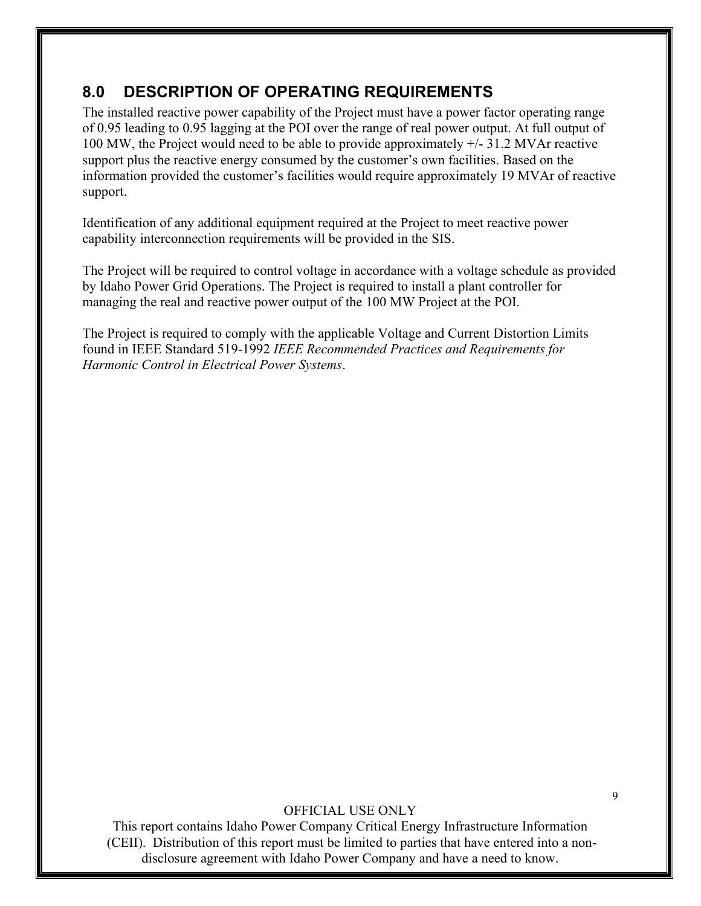## 8.0 DESCRIPTION OF OPERATING REQUIREMENTS

The installed reactive power capability of the Project must have a power factor operating range of 0.95 leading to 0.95 lagging at the POI over the range of real power output. At full output of 100 MW, the Project would need to be able to provide approximately +/- 31.2 MVAr reactive support plus the reactive energy consumed by the customer's own facilities. Based on the information provided the customer's facilities would require approximately 19 MVAr of reactive support.

Identification of any additional equipment required at the Project to meet reactive power capability interconnection requirements will be provided in the SIS.

The Project will be required to control voltage in accordance with a voltage schedule as provided by Idaho Power Grid Operations. The Project is required to install a plant controller for managing the real and reactive power output of the 100 MW Project at the POI.

The Project is required to comply with the applicable Voltage and Current Distortion Limits found in IEEE Standard 519-1992 *IEEE Recommended Practices and Requirements for Harmonic Control in Electrical Power Systems*.

OFFICIAL USE ONLY
This report contains Idaho Power Company Critical Energy Infrastructure Information (CEII). Distribution of this report must be limited to parties that have entered into a non-disclosure agreement with Idaho Power Company and have a need to know.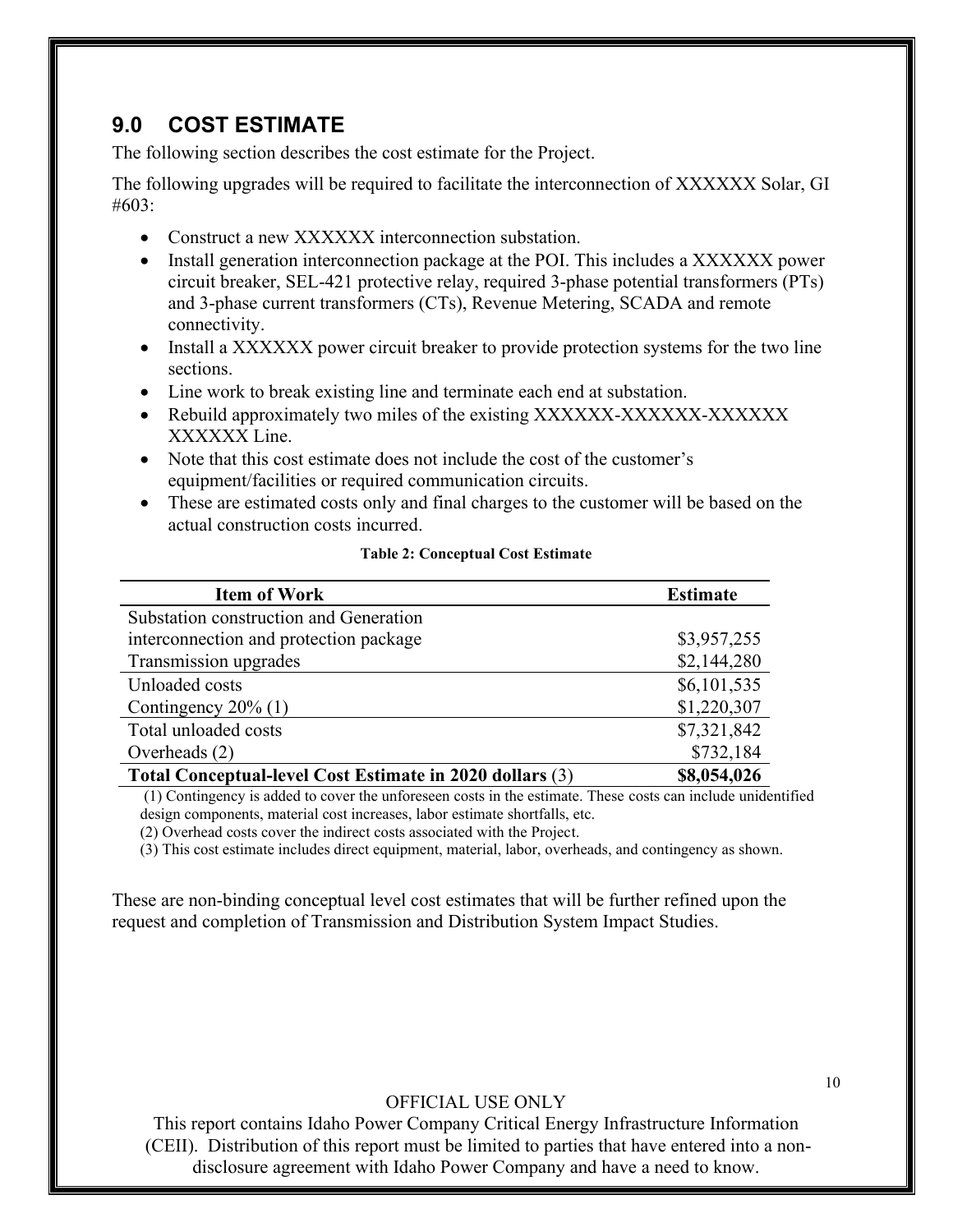## 9.0 COST ESTIMATE

The following section describes the cost estimate for the Project.

The following upgrades will be required to facilitate the interconnection of XXXXXX Solar, GI #603:

- Construct a new XXXXXX interconnection substation.
- Install generation interconnection package at the POI. This includes a XXXXXX power circuit breaker, SEL-421 protective relay, required 3-phase potential transformers (PTs) and 3-phase current transformers (CTs), Revenue Metering, SCADA and remote connectivity.
- Install a XXXXXX power circuit breaker to provide protection systems for the two line sections.
- Line work to break existing line and terminate each end at substation.
- Rebuild approximately two miles of the existing XXXXXX-XXXXXX-XXXXXX XXXXXX Line.
- Note that this cost estimate does not include the cost of the customer's equipment/facilities or required communication circuits.
- These are estimated costs only and final charges to the customer will be based on the actual construction costs incurred.

**Table 2: Conceptual Cost Estimate**

| Item of Work | Estimate |
|---|---|
| Substation construction and Generation interconnection and protection package | $3,957,255 |
| Transmission upgrades | $2,144,280 |
| Unloaded costs | $6,101,535 |
| Contingency 20% (1) | $1,220,307 |
| Total unloaded costs | $7,321,842 |
| Overheads (2) | $732,184 |
| **Total Conceptual-level Cost Estimate in 2020 dollars** (3) | **$8,054,026** |

(1) Contingency is added to cover the unforeseen costs in the estimate. These costs can include unidentified design components, material cost increases, labor estimate shortfalls, etc.
(2) Overhead costs cover the indirect costs associated with the Project.
(3) This cost estimate includes direct equipment, material, labor, overheads, and contingency as shown.

These are non-binding conceptual level cost estimates that will be further refined upon the request and completion of Transmission and Distribution System Impact Studies.

OFFICIAL USE ONLY
This report contains Idaho Power Company Critical Energy Infrastructure Information (CEII). Distribution of this report must be limited to parties that have entered into a non-disclosure agreement with Idaho Power Company and have a need to know.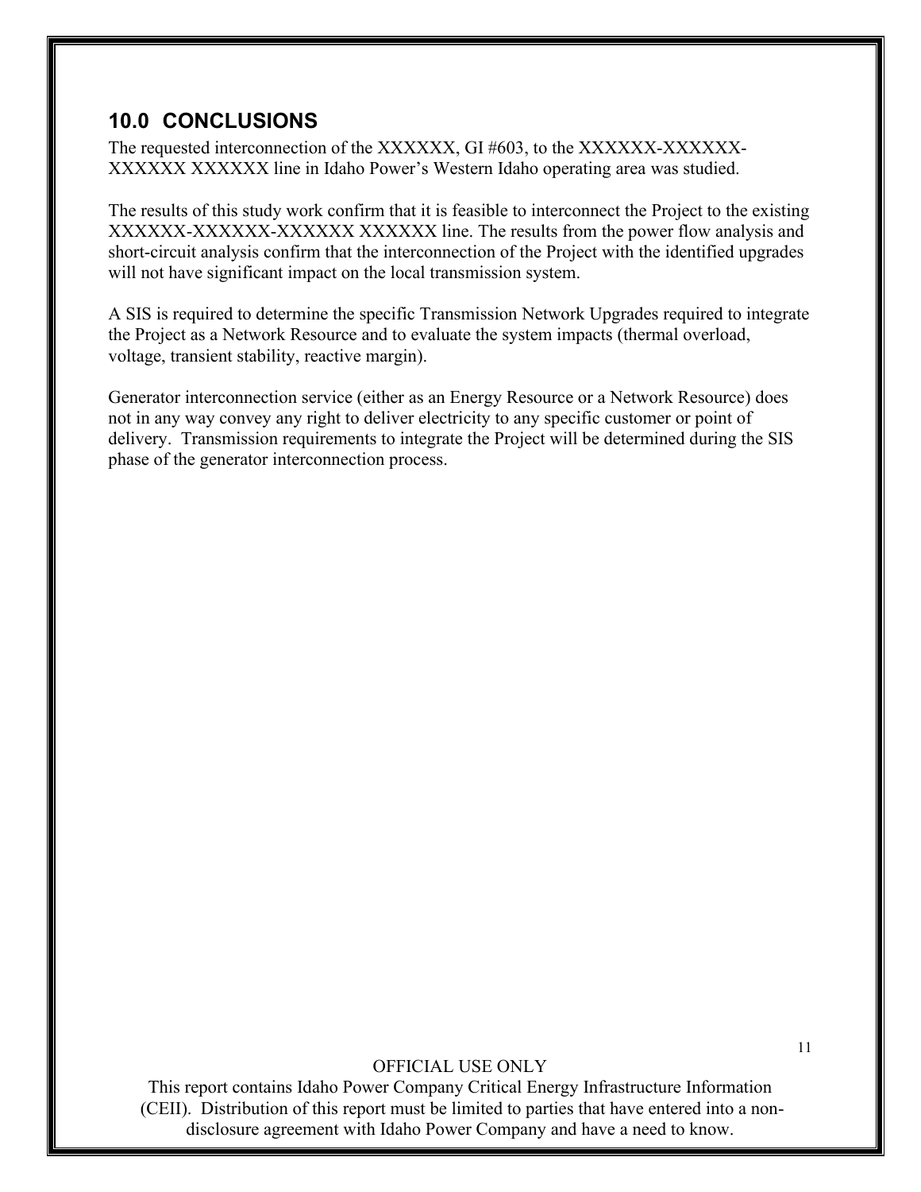## 10.0 CONCLUSIONS

The requested interconnection of the XXXXXX, GI #603, to the XXXXXX-XXXXXX-XXXXXX XXXXXX line in Idaho Power's Western Idaho operating area was studied.

The results of this study work confirm that it is feasible to interconnect the Project to the existing XXXXXX-XXXXXX-XXXXXX XXXXXX line. The results from the power flow analysis and short-circuit analysis confirm that the interconnection of the Project with the identified upgrades will not have significant impact on the local transmission system.

A SIS is required to determine the specific Transmission Network Upgrades required to integrate the Project as a Network Resource and to evaluate the system impacts (thermal overload, voltage, transient stability, reactive margin).

Generator interconnection service (either as an Energy Resource or a Network Resource) does not in any way convey any right to deliver electricity to any specific customer or point of delivery. Transmission requirements to integrate the Project will be determined during the SIS phase of the generator interconnection process.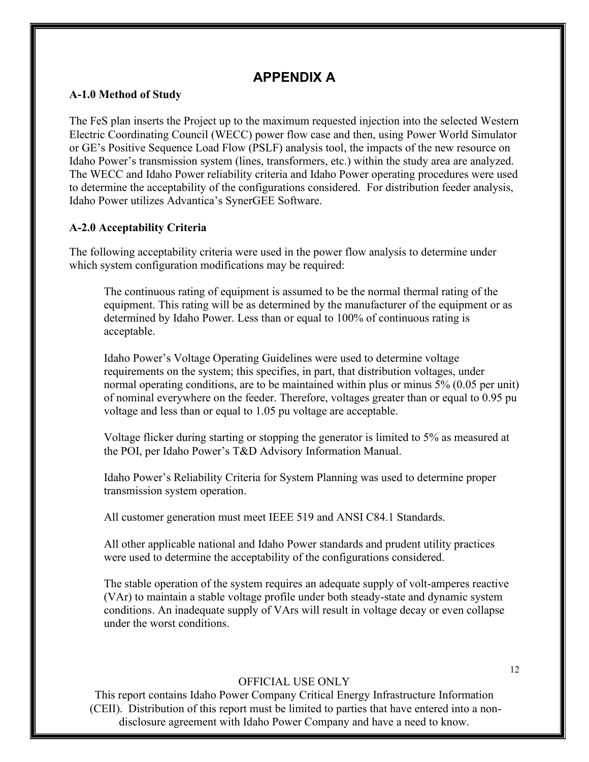# APPENDIX A

**A-1.0 Method of Study**

The FeS plan inserts the Project up to the maximum requested injection into the selected Western Electric Coordinating Council (WECC) power flow case and then, using Power World Simulator or GE's Positive Sequence Load Flow (PSLF) analysis tool, the impacts of the new resource on Idaho Power's transmission system (lines, transformers, etc.) within the study area are analyzed. The WECC and Idaho Power reliability criteria and Idaho Power operating procedures were used to determine the acceptability of the configurations considered. For distribution feeder analysis, Idaho Power utilizes Advantica's SynerGEE Software.

**A-2.0 Acceptability Criteria**

The following acceptability criteria were used in the power flow analysis to determine under which system configuration modifications may be required:

The continuous rating of equipment is assumed to be the normal thermal rating of the equipment. This rating will be as determined by the manufacturer of the equipment or as determined by Idaho Power. Less than or equal to 100% of continuous rating is acceptable.

Idaho Power's Voltage Operating Guidelines were used to determine voltage requirements on the system; this specifies, in part, that distribution voltages, under normal operating conditions, are to be maintained within plus or minus 5% (0.05 per unit) of nominal everywhere on the feeder. Therefore, voltages greater than or equal to 0.95 pu voltage and less than or equal to 1.05 pu voltage are acceptable.

Voltage flicker during starting or stopping the generator is limited to 5% as measured at the POI, per Idaho Power's T&D Advisory Information Manual.

Idaho Power's Reliability Criteria for System Planning was used to determine proper transmission system operation.

All customer generation must meet IEEE 519 and ANSI C84.1 Standards.

All other applicable national and Idaho Power standards and prudent utility practices were used to determine the acceptability of the configurations considered.

The stable operation of the system requires an adequate supply of volt-amperes reactive (VAr) to maintain a stable voltage profile under both steady-state and dynamic system conditions. An inadequate supply of VArs will result in voltage decay or even collapse under the worst conditions.

OFFICIAL USE ONLY

This report contains Idaho Power Company Critical Energy Infrastructure Information (CEII). Distribution of this report must be limited to parties that have entered into a non-disclosure agreement with Idaho Power Company and have a need to know.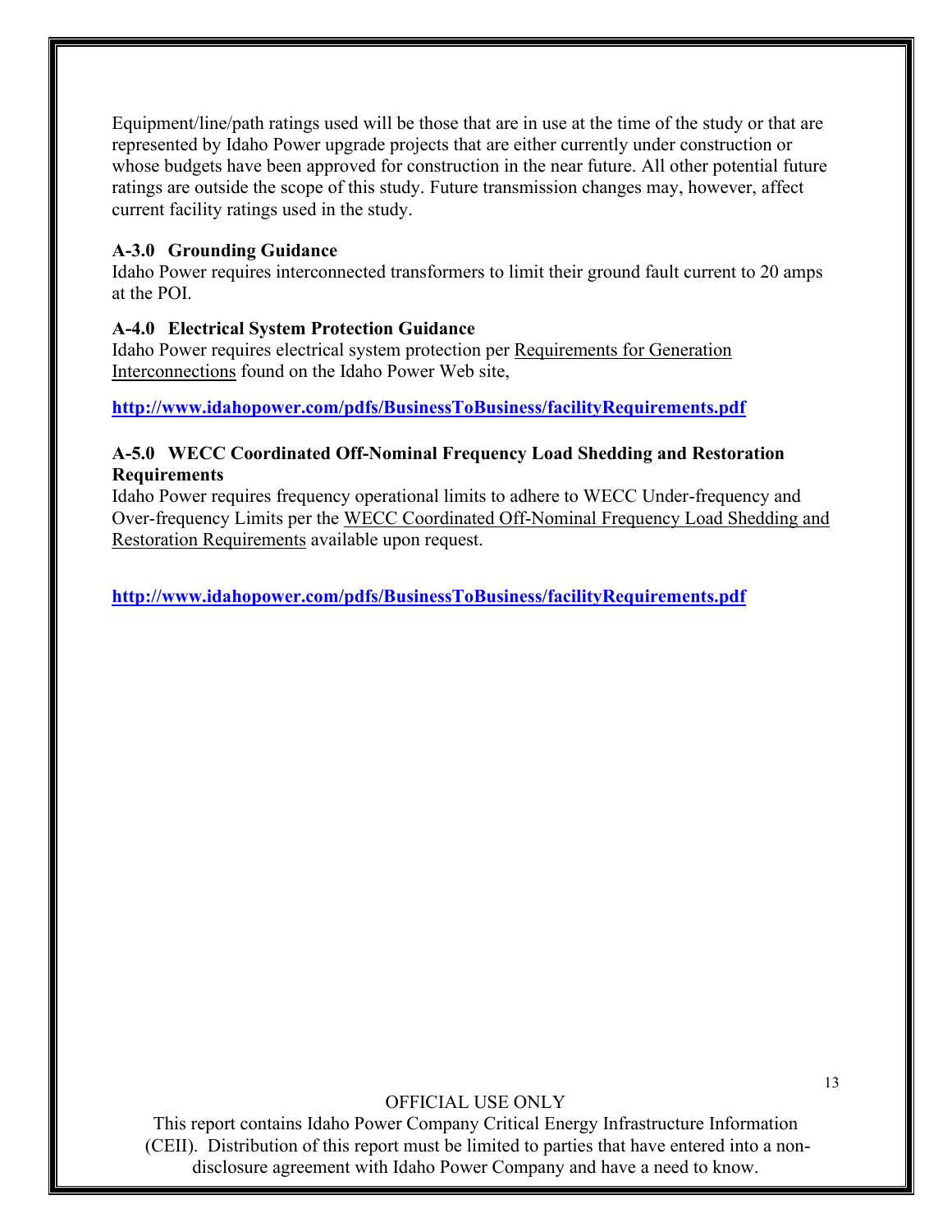Equipment/line/path ratings used will be those that are in use at the time of the study or that are represented by Idaho Power upgrade projects that are either currently under construction or whose budgets have been approved for construction in the near future. All other potential future ratings are outside the scope of this study. Future transmission changes may, however, affect current facility ratings used in the study.

### A-3.0 Grounding Guidance

Idaho Power requires interconnected transformers to limit their ground fault current to 20 amps at the POI.

### A-4.0 Electrical System Protection Guidance

Idaho Power requires electrical system protection per Requirements for Generation Interconnections found on the Idaho Power Web site,

**http://www.idahopower.com/pdfs/BusinessToBusiness/facilityRequirements.pdf**

### A-5.0 WECC Coordinated Off-Nominal Frequency Load Shedding and Restoration Requirements

Idaho Power requires frequency operational limits to adhere to WECC Under-frequency and Over-frequency Limits per the WECC Coordinated Off-Nominal Frequency Load Shedding and Restoration Requirements available upon request.

**http://www.idahopower.com/pdfs/BusinessToBusiness/facilityRequirements.pdf**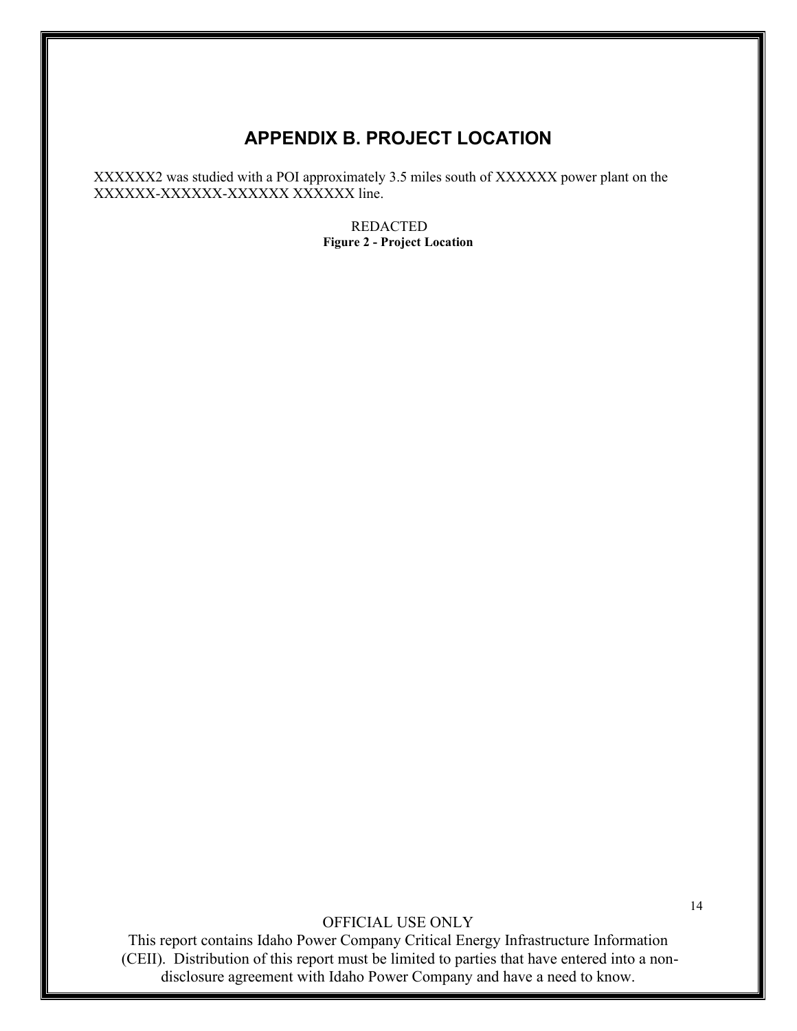# APPENDIX B. PROJECT LOCATION

XXXXXX2 was studied with a POI approximately 3.5 miles south of XXXXXX power plant on the XXXXXX-XXXXXX-XXXXXX XXXXXX line.

REDACTED

**Figure 2 - Project Location**

OFFICIAL USE ONLY

This report contains Idaho Power Company Critical Energy Infrastructure Information (CEII). Distribution of this report must be limited to parties that have entered into a non-disclosure agreement with Idaho Power Company and have a need to know.